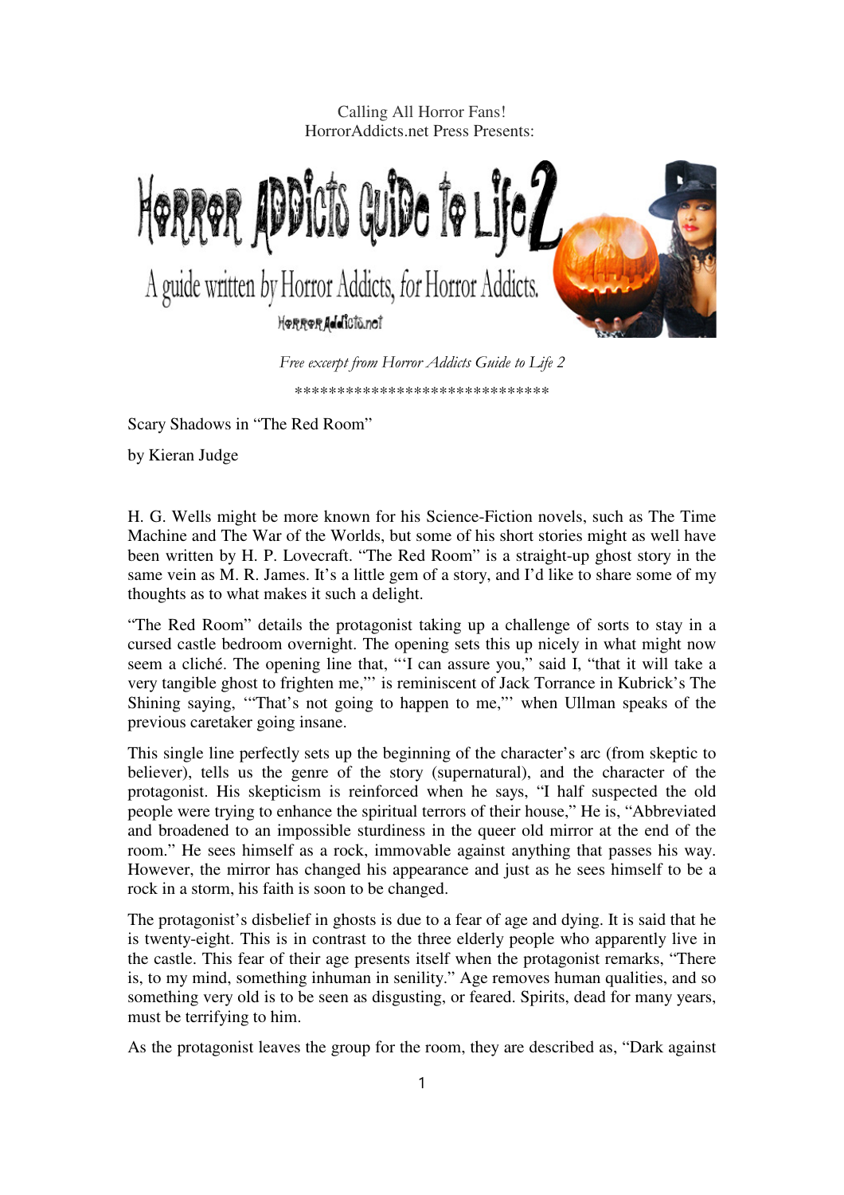Calling All Horror Fans!
HorrorAddicts.net Press Presents:

# Horror Addicts Guide to Life 2

A guide written by Horror Addicts, for Horror Addicts.

HorrorAddicts.net

*Free excerpt from Horror Addicts Guide to Life 2*

\*\*\*\*\*\*\*\*\*\*\*\*\*\*\*\*\*\*\*\*\*\*\*\*\*\*\*\*\*\*

Scary Shadows in "The Red Room"

by Kieran Judge

H. G. Wells might be more known for his Science-Fiction novels, such as The Time Machine and The War of the Worlds, but some of his short stories might as well have been written by H. P. Lovecraft. "The Red Room" is a straight-up ghost story in the same vein as M. R. James. It's a little gem of a story, and I'd like to share some of my thoughts as to what makes it such a delight.

"The Red Room" details the protagonist taking up a challenge of sorts to stay in a cursed castle bedroom overnight. The opening sets this up nicely in what might now seem a cliché. The opening line that, "'I can assure you," said I, "that it will take a very tangible ghost to frighten me,"' is reminiscent of Jack Torrance in Kubrick's The Shining saying, "'That's not going to happen to me,"' when Ullman speaks of the previous caretaker going insane.

This single line perfectly sets up the beginning of the character's arc (from skeptic to believer), tells us the genre of the story (supernatural), and the character of the protagonist. His skepticism is reinforced when he says, "I half suspected the old people were trying to enhance the spiritual terrors of their house," He is, "Abbreviated and broadened to an impossible sturdiness in the queer old mirror at the end of the room." He sees himself as a rock, immovable against anything that passes his way. However, the mirror has changed his appearance and just as he sees himself to be a rock in a storm, his faith is soon to be changed.

The protagonist's disbelief in ghosts is due to a fear of age and dying. It is said that he is twenty-eight. This is in contrast to the three elderly people who apparently live in the castle. This fear of their age presents itself when the protagonist remarks, "There is, to my mind, something inhuman in senility." Age removes human qualities, and so something very old is to be seen as disgusting, or feared. Spirits, dead for many years, must be terrifying to him.

As the protagonist leaves the group for the room, they are described as, "Dark against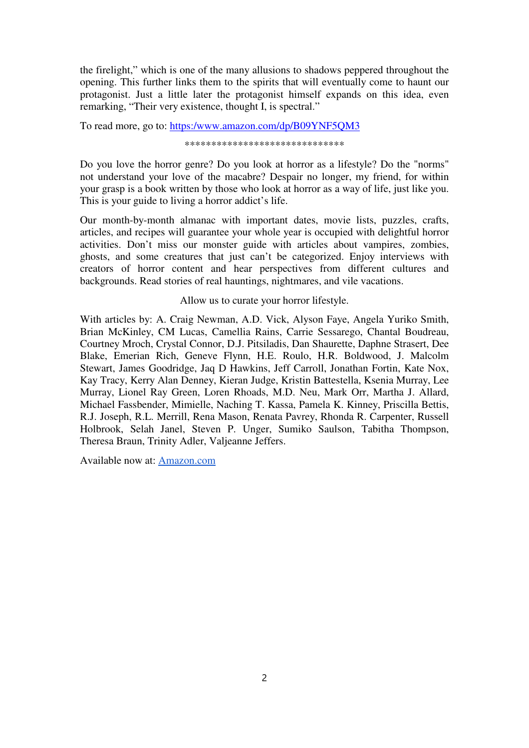the firelight," which is one of the many allusions to shadows peppered throughout the opening. This further links them to the spirits that will eventually come to haunt our protagonist. Just a little later the protagonist himself expands on this idea, even remarking, "Their very existence, thought I, is spectral."

To read more, go to: [https:/www.amazon.com/dp/B09YNF5QM3](https://www.amazon.com/dp/B09YNF5QM3)

******************************

Do you love the horror genre? Do you look at horror as a lifestyle? Do the "norms" not understand your love of the macabre? Despair no longer, my friend, for within your grasp is a book written by those who look at horror as a way of life, just like you. This is your guide to living a horror addict's life.

Our month-by-month almanac with important dates, movie lists, puzzles, crafts, articles, and recipes will guarantee your whole year is occupied with delightful horror activities. Don't miss our monster guide with articles about vampires, zombies, ghosts, and some creatures that just can't be categorized. Enjoy interviews with creators of horror content and hear perspectives from different cultures and backgrounds. Read stories of real hauntings, nightmares, and vile vacations.

Allow us to curate your horror lifestyle.

With articles by: A. Craig Newman, A.D. Vick, Alyson Faye, Angela Yuriko Smith, Brian McKinley, CM Lucas, Camellia Rains, Carrie Sessarego, Chantal Boudreau, Courtney Mroch, Crystal Connor, D.J. Pitsiladis, Dan Shaurette, Daphne Strasert, Dee Blake, Emerian Rich, Geneve Flynn, H.E. Roulo, H.R. Boldwood, J. Malcolm Stewart, James Goodridge, Jaq D Hawkins, Jeff Carroll, Jonathan Fortin, Kate Nox, Kay Tracy, Kerry Alan Denney, Kieran Judge, Kristin Battestella, Ksenia Murray, Lee Murray, Lionel Ray Green, Loren Rhoads, M.D. Neu, Mark Orr, Martha J. Allard, Michael Fassbender, Mimielle, Naching T. Kassa, Pamela K. Kinney, Priscilla Bettis, R.J. Joseph, R.L. Merrill, Rena Mason, Renata Pavrey, Rhonda R. Carpenter, Russell Holbrook, Selah Janel, Steven P. Unger, Sumiko Saulson, Tabitha Thompson, Theresa Braun, Trinity Adler, Valjeanne Jeffers.

Available now at: Amazon.com